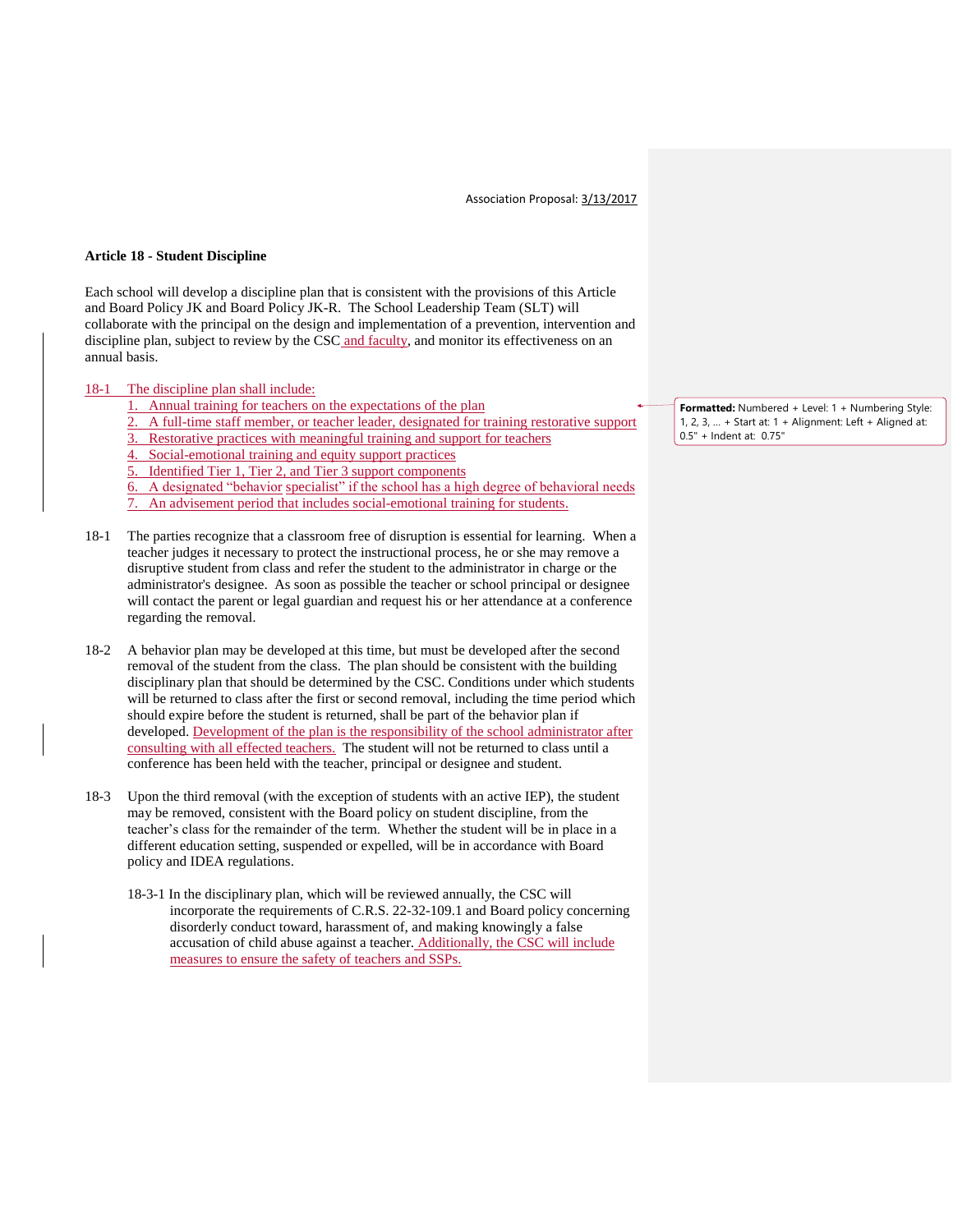Association Proposal: 3/13/2017

**Article 18 - Student Discipline**

Each school will develop a discipline plan that is consistent with the provisions of this Article and Board Policy JK and Board Policy JK-R. The School Leadership Team (SLT) will collaborate with the principal on the design and implementation of a prevention, intervention and discipline plan, subject to review by the CSC and faculty, and monitor its effectiveness on an annual basis.

18-1 The discipline plan shall include:

1. Annual training for teachers on the expectations of the plan
2. A full-time staff member, or teacher leader, designated for training restorative support
3. Restorative practices with meaningful training and support for teachers
4. Social-emotional training and equity support practices
5. Identified Tier 1, Tier 2, and Tier 3 support components
6. A designated "behavior specialist" if the school has a high degree of behavioral needs
7. An advisement period that includes social-emotional training for students.

18-1 The parties recognize that a classroom free of disruption is essential for learning. When a teacher judges it necessary to protect the instructional process, he or she may remove a disruptive student from class and refer the student to the administrator in charge or the administrator's designee. As soon as possible the teacher or school principal or designee will contact the parent or legal guardian and request his or her attendance at a conference regarding the removal.

18-2 A behavior plan may be developed at this time, but must be developed after the second removal of the student from the class. The plan should be consistent with the building disciplinary plan that should be determined by the CSC. Conditions under which students will be returned to class after the first or second removal, including the time period which should expire before the student is returned, shall be part of the behavior plan if developed. Development of the plan is the responsibility of the school administrator after consulting with all effected teachers. The student will not be returned to class until a conference has been held with the teacher, principal or designee and student.

18-3 Upon the third removal (with the exception of students with an active IEP), the student may be removed, consistent with the Board policy on student discipline, from the teacher's class for the remainder of the term. Whether the student will be in place in a different education setting, suspended or expelled, will be in accordance with Board policy and IDEA regulations.

18-3-1 In the disciplinary plan, which will be reviewed annually, the CSC will incorporate the requirements of C.R.S. 22-32-109.1 and Board policy concerning disorderly conduct toward, harassment of, and making knowingly a false accusation of child abuse against a teacher. Additionally, the CSC will include measures to ensure the safety of teachers and SSPs.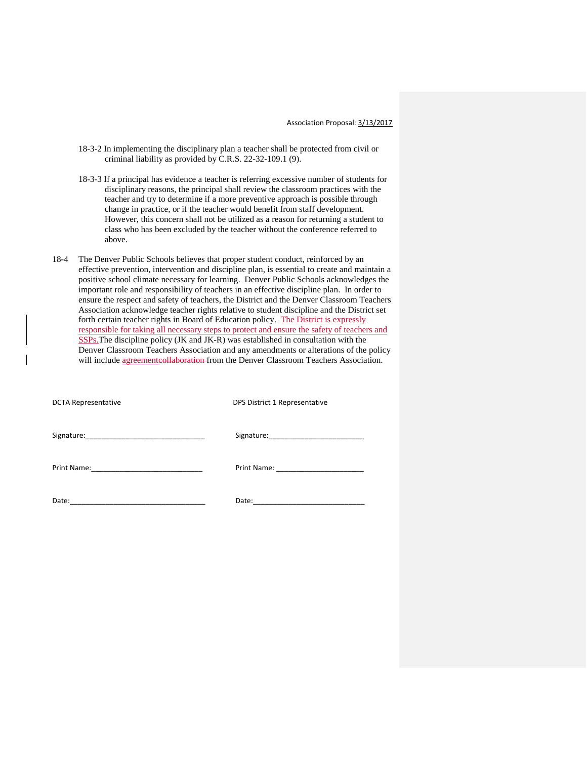18-3-2 In implementing the disciplinary plan a teacher shall be protected from civil or criminal liability as provided by C.R.S. 22-32-109.1 (9).

18-3-3 If a principal has evidence a teacher is referring excessive number of students for disciplinary reasons, the principal shall review the classroom practices with the teacher and try to determine if a more preventive approach is possible through change in practice, or if the teacher would benefit from staff development. However, this concern shall not be utilized as a reason for returning a student to class who has been excluded by the teacher without the conference referred to above.

18-4 The Denver Public Schools believes that proper student conduct, reinforced by an effective prevention, intervention and discipline plan, is essential to create and maintain a positive school climate necessary for learning. Denver Public Schools acknowledges the important role and responsibility of teachers in an effective discipline plan. In order to ensure the respect and safety of teachers, the District and the Denver Classroom Teachers Association acknowledge teacher rights relative to student discipline and the District set forth certain teacher rights in Board of Education policy. The District is expressly responsible for taking all necessary steps to protect and ensure the safety of teachers and SSPs.The discipline policy (JK and JK-R) was established in consultation with the Denver Classroom Teachers Association and any amendments or alterations of the policy will include agreement~~collaboration~~ from the Denver Classroom Teachers Association.

| DCTA Representative | DPS District 1 Representative |
|---|---|
| Signature:_______________________________ | Signature:_________________________ |
| Print Name:_____________________________ | Print Name: _______________________ |
| Date:___________________________________ | Date:____________________________ |